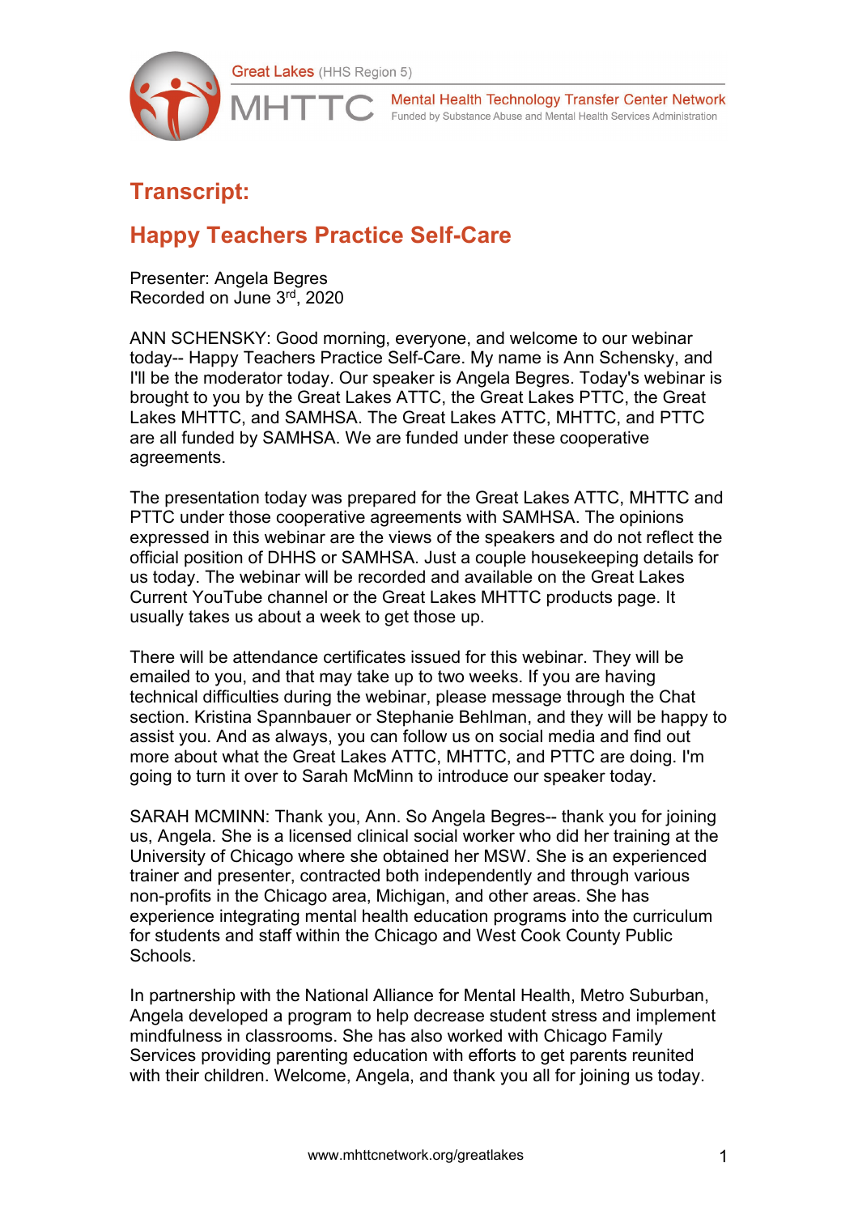# Transcript:

## Happy Teachers Practice Self-Care

Presenter: Angela Begres
Recorded on June 3rd, 2020

ANN SCHENSKY: Good morning, everyone, and welcome to our webinar today-- Happy Teachers Practice Self-Care. My name is Ann Schensky, and I'll be the moderator today. Our speaker is Angela Begres. Today's webinar is brought to you by the Great Lakes ATTC, the Great Lakes PTTC, the Great Lakes MHTTC, and SAMHSA. The Great Lakes ATTC, MHTTC, and PTTC are all funded by SAMHSA. We are funded under these cooperative agreements.

The presentation today was prepared for the Great Lakes ATTC, MHTTC and PTTC under those cooperative agreements with SAMHSA. The opinions expressed in this webinar are the views of the speakers and do not reflect the official position of DHHS or SAMHSA. Just a couple housekeeping details for us today. The webinar will be recorded and available on the Great Lakes Current YouTube channel or the Great Lakes MHTTC products page. It usually takes us about a week to get those up.

There will be attendance certificates issued for this webinar. They will be emailed to you, and that may take up to two weeks. If you are having technical difficulties during the webinar, please message through the Chat section. Kristina Spannbauer or Stephanie Behlman, and they will be happy to assist you. And as always, you can follow us on social media and find out more about what the Great Lakes ATTC, MHTTC, and PTTC are doing. I'm going to turn it over to Sarah McMinn to introduce our speaker today.

SARAH MCMINN: Thank you, Ann. So Angela Begres-- thank you for joining us, Angela. She is a licensed clinical social worker who did her training at the University of Chicago where she obtained her MSW. She is an experienced trainer and presenter, contracted both independently and through various non-profits in the Chicago area, Michigan, and other areas. She has experience integrating mental health education programs into the curriculum for students and staff within the Chicago and West Cook County Public Schools.

In partnership with the National Alliance for Mental Health, Metro Suburban, Angela developed a program to help decrease student stress and implement mindfulness in classrooms. She has also worked with Chicago Family Services providing parenting education with efforts to get parents reunited with their children. Welcome, Angela, and thank you all for joining us today.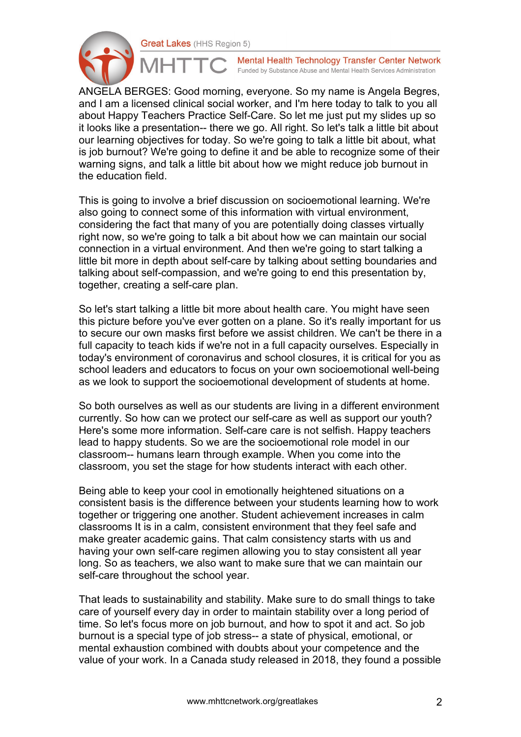ANGELA BERGES: Good morning, everyone. So my name is Angela Begres, and I am a licensed clinical social worker, and I'm here today to talk to you all about Happy Teachers Practice Self-Care. So let me just put my slides up so it looks like a presentation-- there we go. All right. So let's talk a little bit about our learning objectives for today. So we're going to talk a little bit about, what is job burnout? We're going to define it and be able to recognize some of their warning signs, and talk a little bit about how we might reduce job burnout in the education field.

This is going to involve a brief discussion on socioemotional learning. We're also going to connect some of this information with virtual environment, considering the fact that many of you are potentially doing classes virtually right now, so we're going to talk a bit about how we can maintain our social connection in a virtual environment. And then we're going to start talking a little bit more in depth about self-care by talking about setting boundaries and talking about self-compassion, and we're going to end this presentation by, together, creating a self-care plan.

So let's start talking a little bit more about health care. You might have seen this picture before you've ever gotten on a plane. So it's really important for us to secure our own masks first before we assist children. We can't be there in a full capacity to teach kids if we're not in a full capacity ourselves. Especially in today's environment of coronavirus and school closures, it is critical for you as school leaders and educators to focus on your own socioemotional well-being as we look to support the socioemotional development of students at home.

So both ourselves as well as our students are living in a different environment currently. So how can we protect our self-care as well as support our youth? Here's some more information. Self-care care is not selfish. Happy teachers lead to happy students. So we are the socioemotional role model in our classroom-- humans learn through example. When you come into the classroom, you set the stage for how students interact with each other.

Being able to keep your cool in emotionally heightened situations on a consistent basis is the difference between your students learning how to work together or triggering one another. Student achievement increases in calm classrooms It is in a calm, consistent environment that they feel safe and make greater academic gains. That calm consistency starts with us and having your own self-care regimen allowing you to stay consistent all year long. So as teachers, we also want to make sure that we can maintain our self-care throughout the school year.

That leads to sustainability and stability. Make sure to do small things to take care of yourself every day in order to maintain stability over a long period of time. So let's focus more on job burnout, and how to spot it and act. So job burnout is a special type of job stress-- a state of physical, emotional, or mental exhaustion combined with doubts about your competence and the value of your work. In a Canada study released in 2018, they found a possible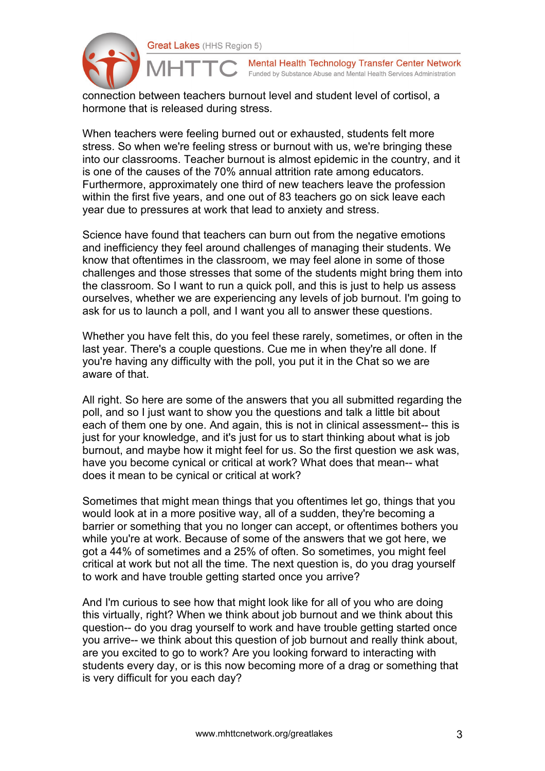connection between teachers burnout level and student level of cortisol, a hormone that is released during stress.

When teachers were feeling burned out or exhausted, students felt more stress. So when we're feeling stress or burnout with us, we're bringing these into our classrooms. Teacher burnout is almost epidemic in the country, and it is one of the causes of the 70% annual attrition rate among educators. Furthermore, approximately one third of new teachers leave the profession within the first five years, and one out of 83 teachers go on sick leave each year due to pressures at work that lead to anxiety and stress.

Science have found that teachers can burn out from the negative emotions and inefficiency they feel around challenges of managing their students. We know that oftentimes in the classroom, we may feel alone in some of those challenges and those stresses that some of the students might bring them into the classroom. So I want to run a quick poll, and this is just to help us assess ourselves, whether we are experiencing any levels of job burnout. I'm going to ask for us to launch a poll, and I want you all to answer these questions.

Whether you have felt this, do you feel these rarely, sometimes, or often in the last year. There's a couple questions. Cue me in when they're all done. If you're having any difficulty with the poll, you put it in the Chat so we are aware of that.

All right. So here are some of the answers that you all submitted regarding the poll, and so I just want to show you the questions and talk a little bit about each of them one by one. And again, this is not in clinical assessment-- this is just for your knowledge, and it's just for us to start thinking about what is job burnout, and maybe how it might feel for us. So the first question we ask was, have you become cynical or critical at work? What does that mean-- what does it mean to be cynical or critical at work?

Sometimes that might mean things that you oftentimes let go, things that you would look at in a more positive way, all of a sudden, they're becoming a barrier or something that you no longer can accept, or oftentimes bothers you while you're at work. Because of some of the answers that we got here, we got a 44% of sometimes and a 25% of often. So sometimes, you might feel critical at work but not all the time. The next question is, do you drag yourself to work and have trouble getting started once you arrive?

And I'm curious to see how that might look like for all of you who are doing this virtually, right? When we think about job burnout and we think about this question-- do you drag yourself to work and have trouble getting started once you arrive-- we think about this question of job burnout and really think about, are you excited to go to work? Are you looking forward to interacting with students every day, or is this now becoming more of a drag or something that is very difficult for you each day?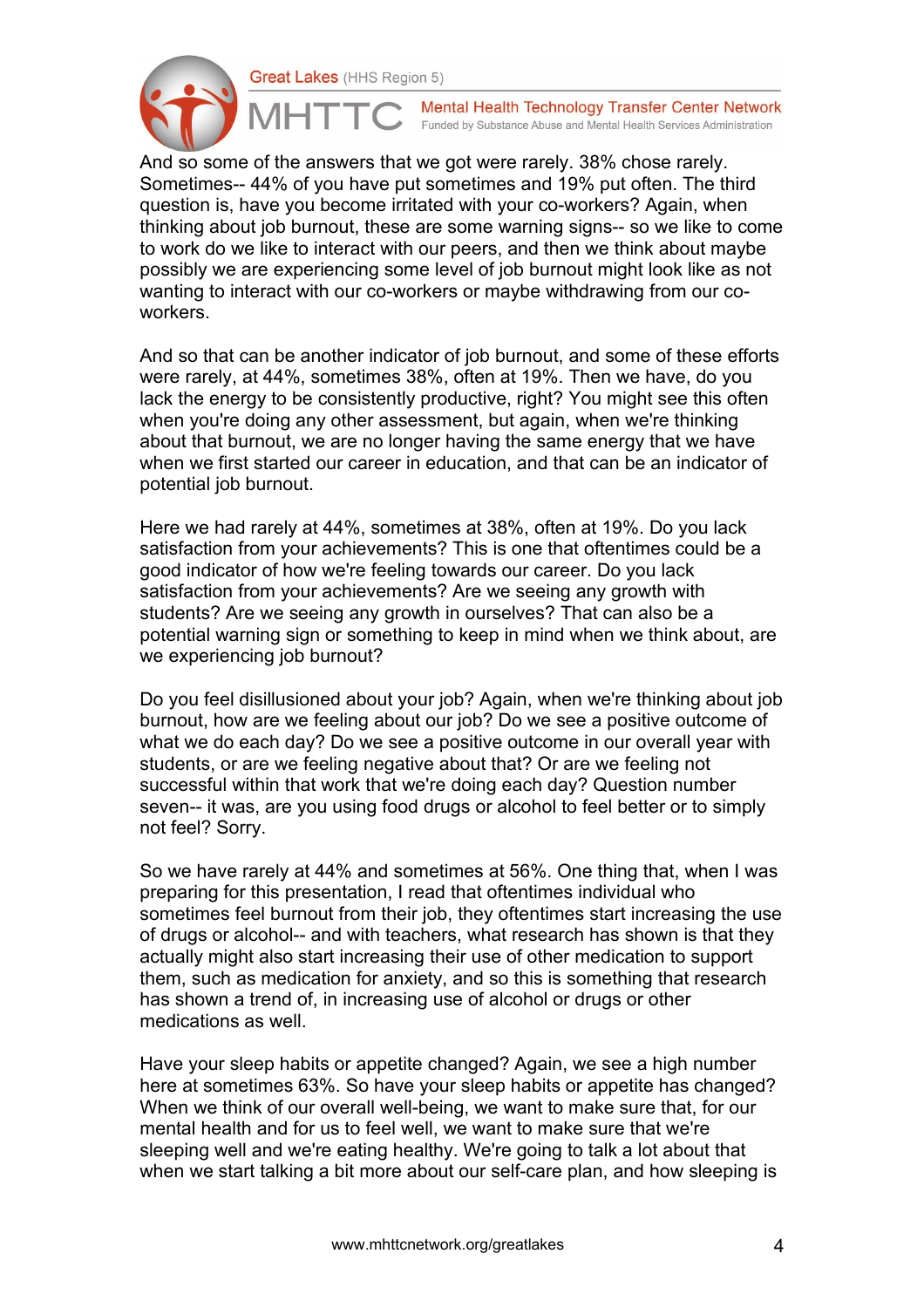And so some of the answers that we got were rarely. 38% chose rarely. Sometimes-- 44% of you have put sometimes and 19% put often. The third question is, have you become irritated with your co-workers? Again, when thinking about job burnout, these are some warning signs-- so we like to come to work do we like to interact with our peers, and then we think about maybe possibly we are experiencing some level of job burnout might look like as not wanting to interact with our co-workers or maybe withdrawing from our co-workers.

And so that can be another indicator of job burnout, and some of these efforts were rarely, at 44%, sometimes 38%, often at 19%. Then we have, do you lack the energy to be consistently productive, right? You might see this often when you're doing any other assessment, but again, when we're thinking about that burnout, we are no longer having the same energy that we have when we first started our career in education, and that can be an indicator of potential job burnout.

Here we had rarely at 44%, sometimes at 38%, often at 19%. Do you lack satisfaction from your achievements? This is one that oftentimes could be a good indicator of how we're feeling towards our career. Do you lack satisfaction from your achievements? Are we seeing any growth with students? Are we seeing any growth in ourselves? That can also be a potential warning sign or something to keep in mind when we think about, are we experiencing job burnout?

Do you feel disillusioned about your job? Again, when we're thinking about job burnout, how are we feeling about our job? Do we see a positive outcome of what we do each day? Do we see a positive outcome in our overall year with students, or are we feeling negative about that? Or are we feeling not successful within that work that we're doing each day? Question number seven-- it was, are you using food drugs or alcohol to feel better or to simply not feel? Sorry.

So we have rarely at 44% and sometimes at 56%. One thing that, when I was preparing for this presentation, I read that oftentimes individual who sometimes feel burnout from their job, they oftentimes start increasing the use of drugs or alcohol-- and with teachers, what research has shown is that they actually might also start increasing their use of other medication to support them, such as medication for anxiety, and so this is something that research has shown a trend of, in increasing use of alcohol or drugs or other medications as well.

Have your sleep habits or appetite changed? Again, we see a high number here at sometimes 63%. So have your sleep habits or appetite has changed? When we think of our overall well-being, we want to make sure that, for our mental health and for us to feel well, we want to make sure that we're sleeping well and we're eating healthy. We're going to talk a lot about that when we start talking a bit more about our self-care plan, and how sleeping is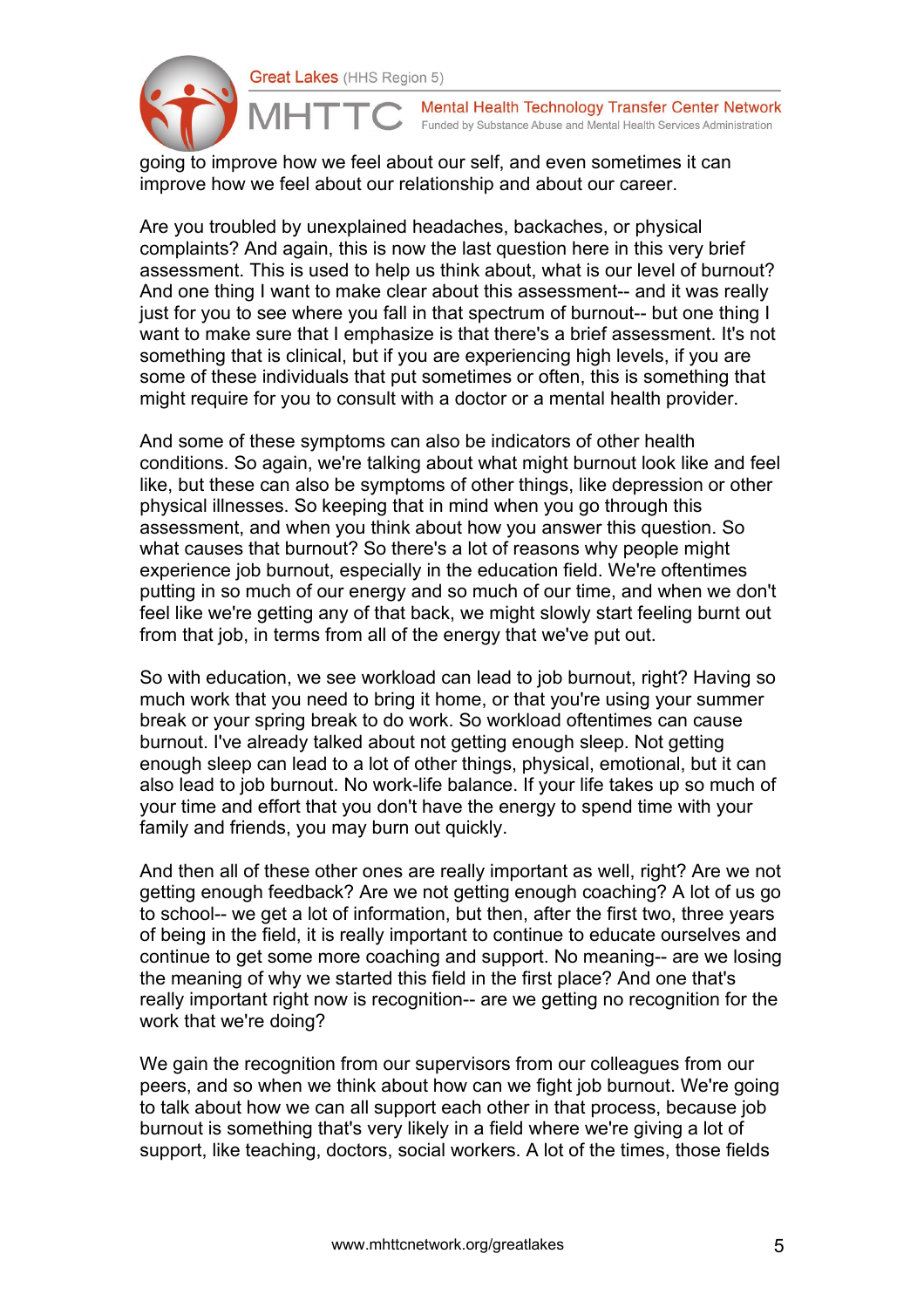going to improve how we feel about our self, and even sometimes it can improve how we feel about our relationship and about our career.

Are you troubled by unexplained headaches, backaches, or physical complaints? And again, this is now the last question here in this very brief assessment. This is used to help us think about, what is our level of burnout? And one thing I want to make clear about this assessment-- and it was really just for you to see where you fall in that spectrum of burnout-- but one thing I want to make sure that I emphasize is that there's a brief assessment. It's not something that is clinical, but if you are experiencing high levels, if you are some of these individuals that put sometimes or often, this is something that might require for you to consult with a doctor or a mental health provider.

And some of these symptoms can also be indicators of other health conditions. So again, we're talking about what might burnout look like and feel like, but these can also be symptoms of other things, like depression or other physical illnesses. So keeping that in mind when you go through this assessment, and when you think about how you answer this question. So what causes that burnout? So there's a lot of reasons why people might experience job burnout, especially in the education field. We're oftentimes putting in so much of our energy and so much of our time, and when we don't feel like we're getting any of that back, we might slowly start feeling burnt out from that job, in terms from all of the energy that we've put out.

So with education, we see workload can lead to job burnout, right? Having so much work that you need to bring it home, or that you're using your summer break or your spring break to do work. So workload oftentimes can cause burnout. I've already talked about not getting enough sleep. Not getting enough sleep can lead to a lot of other things, physical, emotional, but it can also lead to job burnout. No work-life balance. If your life takes up so much of your time and effort that you don't have the energy to spend time with your family and friends, you may burn out quickly.

And then all of these other ones are really important as well, right? Are we not getting enough feedback? Are we not getting enough coaching? A lot of us go to school-- we get a lot of information, but then, after the first two, three years of being in the field, it is really important to continue to educate ourselves and continue to get some more coaching and support. No meaning-- are we losing the meaning of why we started this field in the first place? And one that's really important right now is recognition-- are we getting no recognition for the work that we're doing?

We gain the recognition from our supervisors from our colleagues from our peers, and so when we think about how can we fight job burnout. We're going to talk about how we can all support each other in that process, because job burnout is something that's very likely in a field where we're giving a lot of support, like teaching, doctors, social workers. A lot of the times, those fields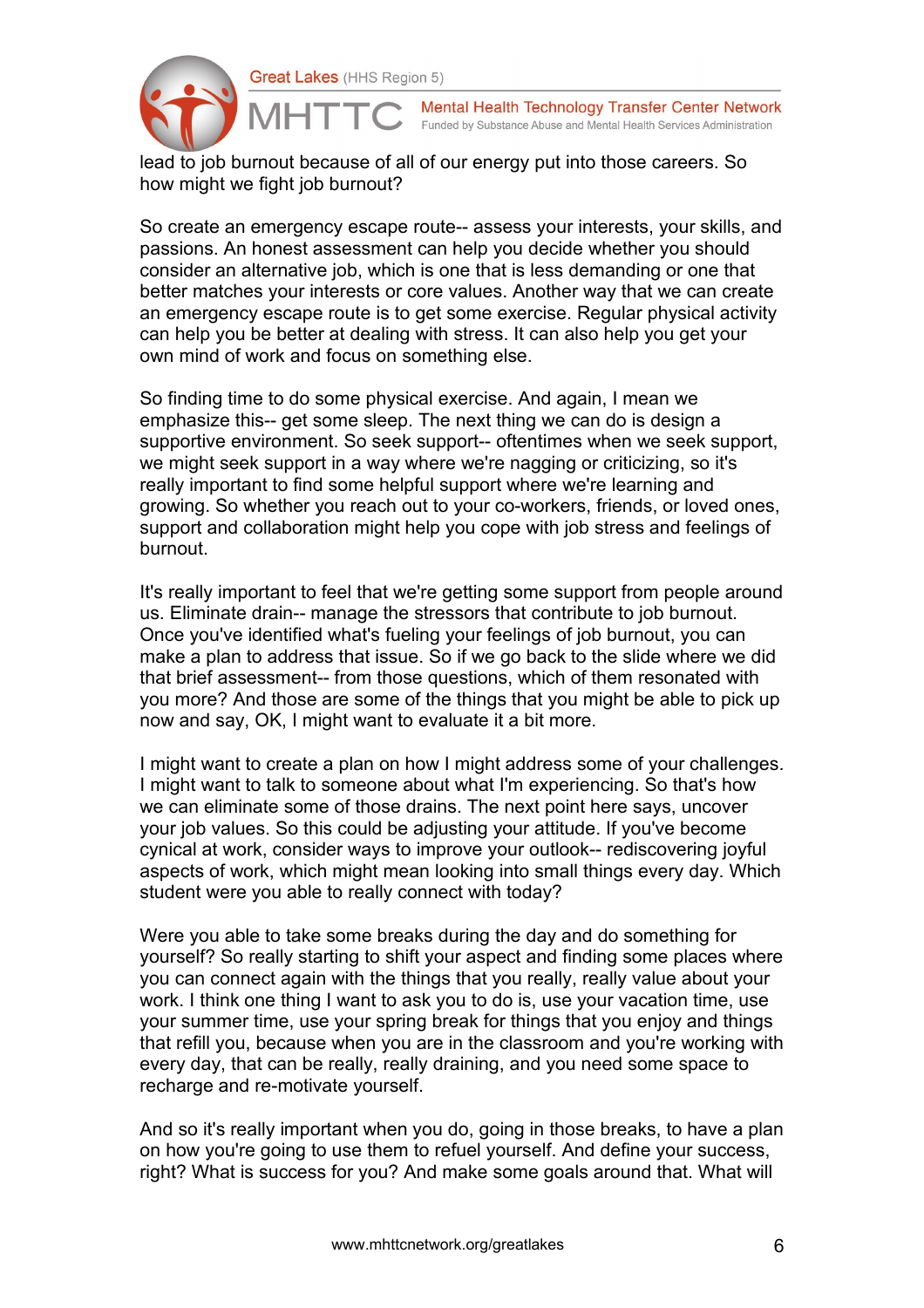lead to job burnout because of all of our energy put into those careers. So how might we fight job burnout?

So create an emergency escape route-- assess your interests, your skills, and passions. An honest assessment can help you decide whether you should consider an alternative job, which is one that is less demanding or one that better matches your interests or core values. Another way that we can create an emergency escape route is to get some exercise. Regular physical activity can help you be better at dealing with stress. It can also help you get your own mind of work and focus on something else.

So finding time to do some physical exercise. And again, I mean we emphasize this-- get some sleep. The next thing we can do is design a supportive environment. So seek support-- oftentimes when we seek support, we might seek support in a way where we're nagging or criticizing, so it's really important to find some helpful support where we're learning and growing. So whether you reach out to your co-workers, friends, or loved ones, support and collaboration might help you cope with job stress and feelings of burnout.

It's really important to feel that we're getting some support from people around us. Eliminate drain-- manage the stressors that contribute to job burnout. Once you've identified what's fueling your feelings of job burnout, you can make a plan to address that issue. So if we go back to the slide where we did that brief assessment-- from those questions, which of them resonated with you more? And those are some of the things that you might be able to pick up now and say, OK, I might want to evaluate it a bit more.

I might want to create a plan on how I might address some of your challenges. I might want to talk to someone about what I'm experiencing. So that's how we can eliminate some of those drains. The next point here says, uncover your job values. So this could be adjusting your attitude. If you've become cynical at work, consider ways to improve your outlook-- rediscovering joyful aspects of work, which might mean looking into small things every day. Which student were you able to really connect with today?

Were you able to take some breaks during the day and do something for yourself? So really starting to shift your aspect and finding some places where you can connect again with the things that you really, really value about your work. I think one thing I want to ask you to do is, use your vacation time, use your summer time, use your spring break for things that you enjoy and things that refill you, because when you are in the classroom and you're working with every day, that can be really, really draining, and you need some space to recharge and re-motivate yourself.

And so it's really important when you do, going in those breaks, to have a plan on how you're going to use them to refuel yourself. And define your success, right? What is success for you? And make some goals around that. What will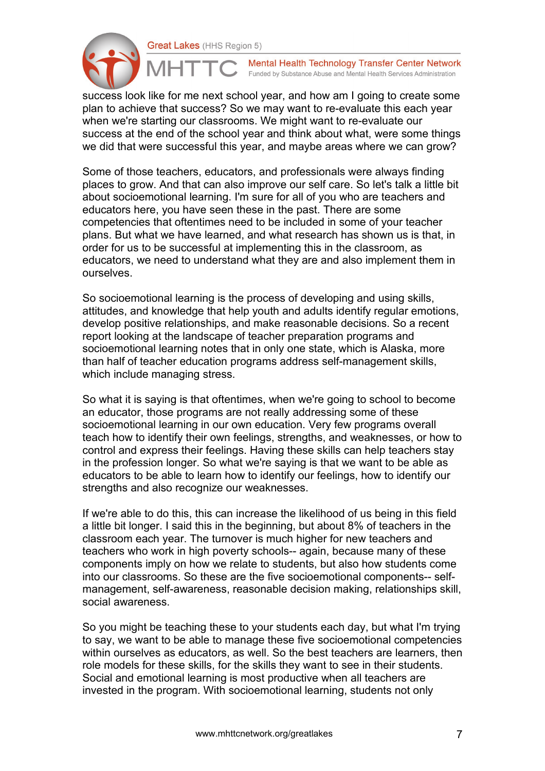success look like for me next school year, and how am I going to create some plan to achieve that success? So we may want to re-evaluate this each year when we're starting our classrooms. We might want to re-evaluate our success at the end of the school year and think about what, were some things we did that were successful this year, and maybe areas where we can grow?

Some of those teachers, educators, and professionals were always finding places to grow. And that can also improve our self care. So let's talk a little bit about socioemotional learning. I'm sure for all of you who are teachers and educators here, you have seen these in the past. There are some competencies that oftentimes need to be included in some of your teacher plans. But what we have learned, and what research has shown us is that, in order for us to be successful at implementing this in the classroom, as educators, we need to understand what they are and also implement them in ourselves.

So socioemotional learning is the process of developing and using skills, attitudes, and knowledge that help youth and adults identify regular emotions, develop positive relationships, and make reasonable decisions. So a recent report looking at the landscape of teacher preparation programs and socioemotional learning notes that in only one state, which is Alaska, more than half of teacher education programs address self-management skills, which include managing stress.

So what it is saying is that oftentimes, when we're going to school to become an educator, those programs are not really addressing some of these socioemotional learning in our own education. Very few programs overall teach how to identify their own feelings, strengths, and weaknesses, or how to control and express their feelings. Having these skills can help teachers stay in the profession longer. So what we're saying is that we want to be able as educators to be able to learn how to identify our feelings, how to identify our strengths and also recognize our weaknesses.

If we're able to do this, this can increase the likelihood of us being in this field a little bit longer. I said this in the beginning, but about 8% of teachers in the classroom each year. The turnover is much higher for new teachers and teachers who work in high poverty schools-- again, because many of these components imply on how we relate to students, but also how students come into our classrooms. So these are the five socioemotional components-- self-management, self-awareness, reasonable decision making, relationships skill, social awareness.

So you might be teaching these to your students each day, but what I'm trying to say, we want to be able to manage these five socioemotional competencies within ourselves as educators, as well. So the best teachers are learners, then role models for these skills, for the skills they want to see in their students. Social and emotional learning is most productive when all teachers are invested in the program. With socioemotional learning, students not only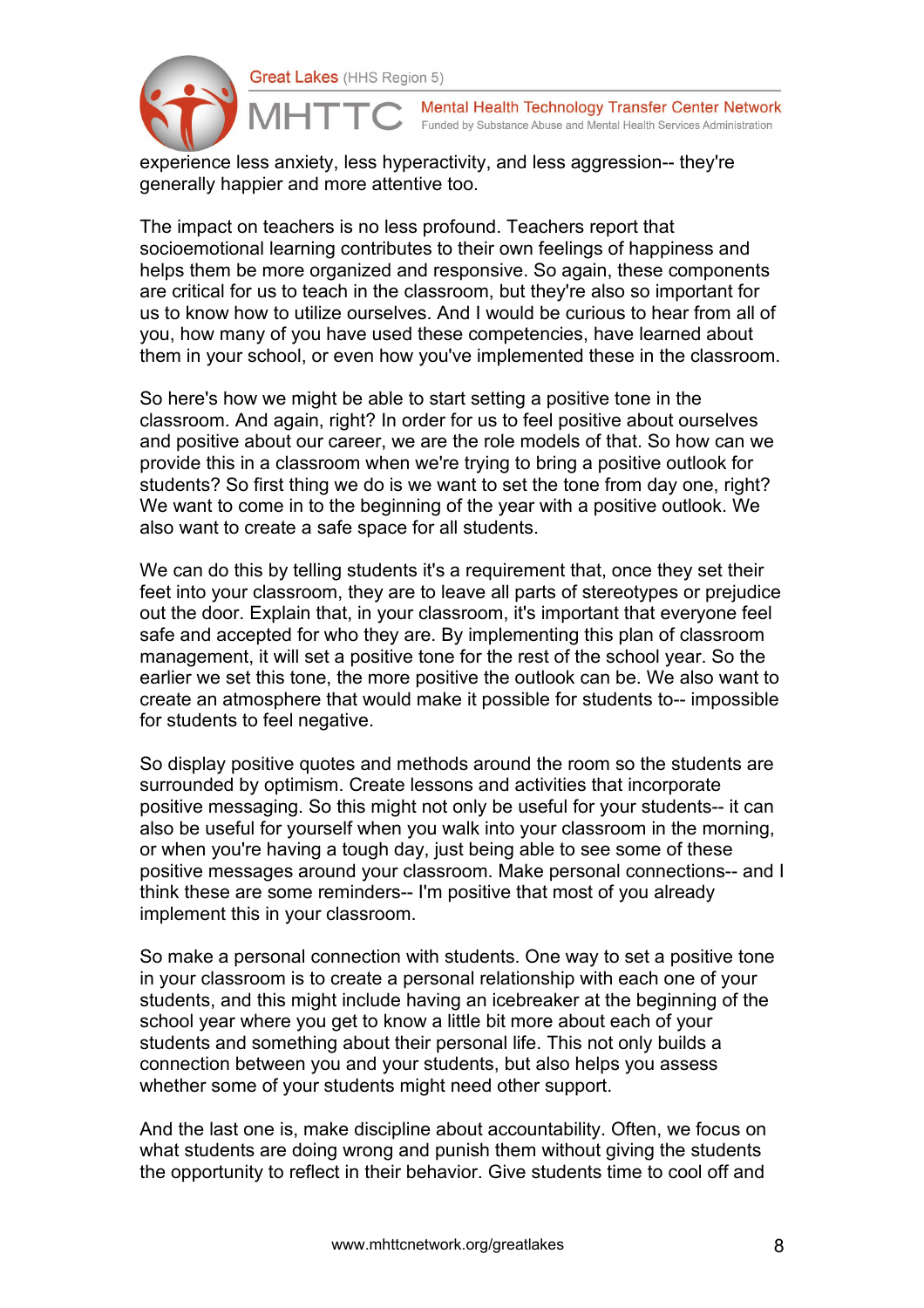experience less anxiety, less hyperactivity, and less aggression-- they're generally happier and more attentive too.

The impact on teachers is no less profound. Teachers report that socioemotional learning contributes to their own feelings of happiness and helps them be more organized and responsive. So again, these components are critical for us to teach in the classroom, but they're also so important for us to know how to utilize ourselves. And I would be curious to hear from all of you, how many of you have used these competencies, have learned about them in your school, or even how you've implemented these in the classroom.

So here's how we might be able to start setting a positive tone in the classroom. And again, right? In order for us to feel positive about ourselves and positive about our career, we are the role models of that. So how can we provide this in a classroom when we're trying to bring a positive outlook for students? So first thing we do is we want to set the tone from day one, right? We want to come in to the beginning of the year with a positive outlook. We also want to create a safe space for all students.

We can do this by telling students it's a requirement that, once they set their feet into your classroom, they are to leave all parts of stereotypes or prejudice out the door. Explain that, in your classroom, it's important that everyone feel safe and accepted for who they are. By implementing this plan of classroom management, it will set a positive tone for the rest of the school year. So the earlier we set this tone, the more positive the outlook can be. We also want to create an atmosphere that would make it possible for students to-- impossible for students to feel negative.

So display positive quotes and methods around the room so the students are surrounded by optimism. Create lessons and activities that incorporate positive messaging. So this might not only be useful for your students-- it can also be useful for yourself when you walk into your classroom in the morning, or when you're having a tough day, just being able to see some of these positive messages around your classroom. Make personal connections-- and I think these are some reminders-- I'm positive that most of you already implement this in your classroom.

So make a personal connection with students. One way to set a positive tone in your classroom is to create a personal relationship with each one of your students, and this might include having an icebreaker at the beginning of the school year where you get to know a little bit more about each of your students and something about their personal life. This not only builds a connection between you and your students, but also helps you assess whether some of your students might need other support.

And the last one is, make discipline about accountability. Often, we focus on what students are doing wrong and punish them without giving the students the opportunity to reflect in their behavior. Give students time to cool off and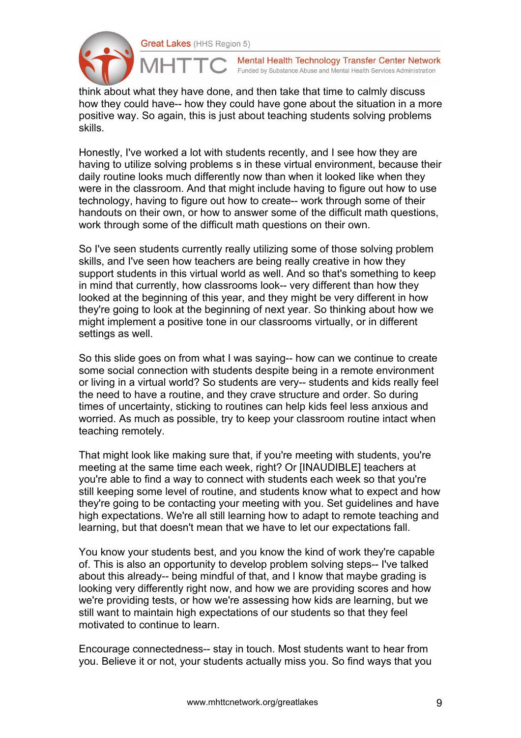think about what they have done, and then take that time to calmly discuss how they could have-- how they could have gone about the situation in a more positive way. So again, this is just about teaching students solving problems skills.

Honestly, I've worked a lot with students recently, and I see how they are having to utilize solving problems s in these virtual environment, because their daily routine looks much differently now than when it looked like when they were in the classroom. And that might include having to figure out how to use technology, having to figure out how to create-- work through some of their handouts on their own, or how to answer some of the difficult math questions, work through some of the difficult math questions on their own.

So I've seen students currently really utilizing some of those solving problem skills, and I've seen how teachers are being really creative in how they support students in this virtual world as well. And so that's something to keep in mind that currently, how classrooms look-- very different than how they looked at the beginning of this year, and they might be very different in how they're going to look at the beginning of next year. So thinking about how we might implement a positive tone in our classrooms virtually, or in different settings as well.

So this slide goes on from what I was saying-- how can we continue to create some social connection with students despite being in a remote environment or living in a virtual world? So students are very-- students and kids really feel the need to have a routine, and they crave structure and order. So during times of uncertainty, sticking to routines can help kids feel less anxious and worried. As much as possible, try to keep your classroom routine intact when teaching remotely.

That might look like making sure that, if you're meeting with students, you're meeting at the same time each week, right? Or [INAUDIBLE] teachers at you're able to find a way to connect with students each week so that you're still keeping some level of routine, and students know what to expect and how they're going to be contacting your meeting with you. Set guidelines and have high expectations. We're all still learning how to adapt to remote teaching and learning, but that doesn't mean that we have to let our expectations fall.

You know your students best, and you know the kind of work they're capable of. This is also an opportunity to develop problem solving steps-- I've talked about this already-- being mindful of that, and I know that maybe grading is looking very differently right now, and how we are providing scores and how we're providing tests, or how we're assessing how kids are learning, but we still want to maintain high expectations of our students so that they feel motivated to continue to learn.

Encourage connectedness-- stay in touch. Most students want to hear from you. Believe it or not, your students actually miss you. So find ways that you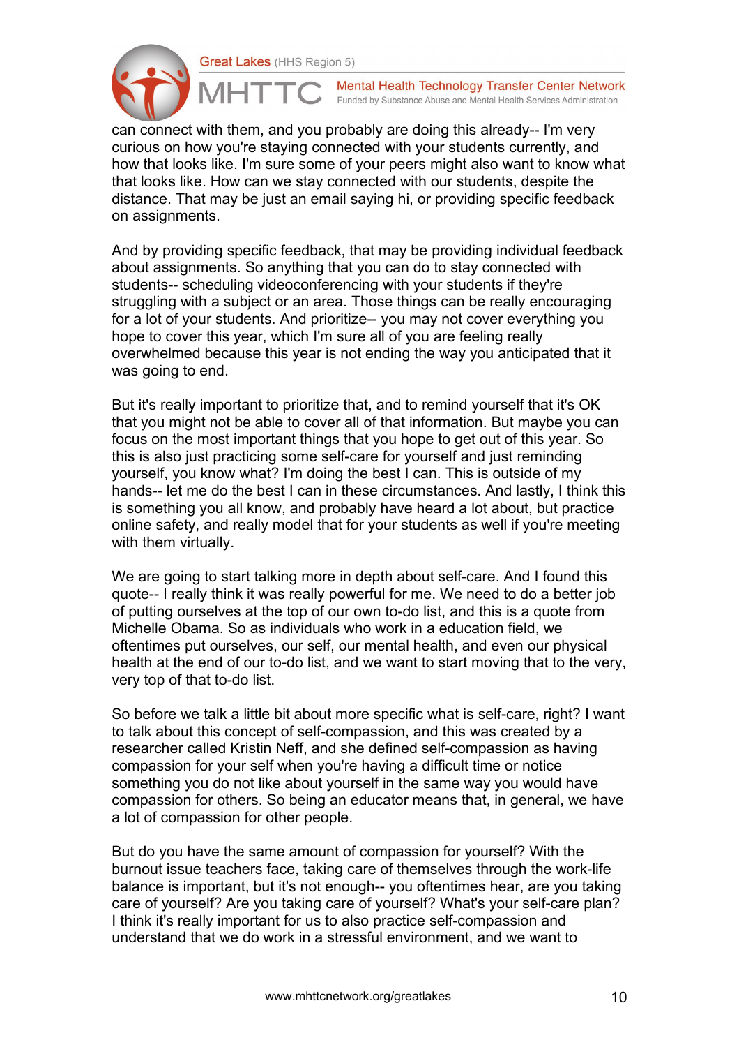can connect with them, and you probably are doing this already-- I'm very curious on how you're staying connected with your students currently, and how that looks like. I'm sure some of your peers might also want to know what that looks like. How can we stay connected with our students, despite the distance. That may be just an email saying hi, or providing specific feedback on assignments.

And by providing specific feedback, that may be providing individual feedback about assignments. So anything that you can do to stay connected with students-- scheduling videoconferencing with your students if they're struggling with a subject or an area. Those things can be really encouraging for a lot of your students. And prioritize-- you may not cover everything you hope to cover this year, which I'm sure all of you are feeling really overwhelmed because this year is not ending the way you anticipated that it was going to end.

But it's really important to prioritize that, and to remind yourself that it's OK that you might not be able to cover all of that information. But maybe you can focus on the most important things that you hope to get out of this year. So this is also just practicing some self-care for yourself and just reminding yourself, you know what? I'm doing the best I can. This is outside of my hands-- let me do the best I can in these circumstances. And lastly, I think this is something you all know, and probably have heard a lot about, but practice online safety, and really model that for your students as well if you're meeting with them virtually.

We are going to start talking more in depth about self-care. And I found this quote-- I really think it was really powerful for me. We need to do a better job of putting ourselves at the top of our own to-do list, and this is a quote from Michelle Obama. So as individuals who work in a education field, we oftentimes put ourselves, our self, our mental health, and even our physical health at the end of our to-do list, and we want to start moving that to the very, very top of that to-do list.

So before we talk a little bit about more specific what is self-care, right? I want to talk about this concept of self-compassion, and this was created by a researcher called Kristin Neff, and she defined self-compassion as having compassion for your self when you're having a difficult time or notice something you do not like about yourself in the same way you would have compassion for others. So being an educator means that, in general, we have a lot of compassion for other people.

But do you have the same amount of compassion for yourself? With the burnout issue teachers face, taking care of themselves through the work-life balance is important, but it's not enough-- you oftentimes hear, are you taking care of yourself? Are you taking care of yourself? What's your self-care plan? I think it's really important for us to also practice self-compassion and understand that we do work in a stressful environment, and we want to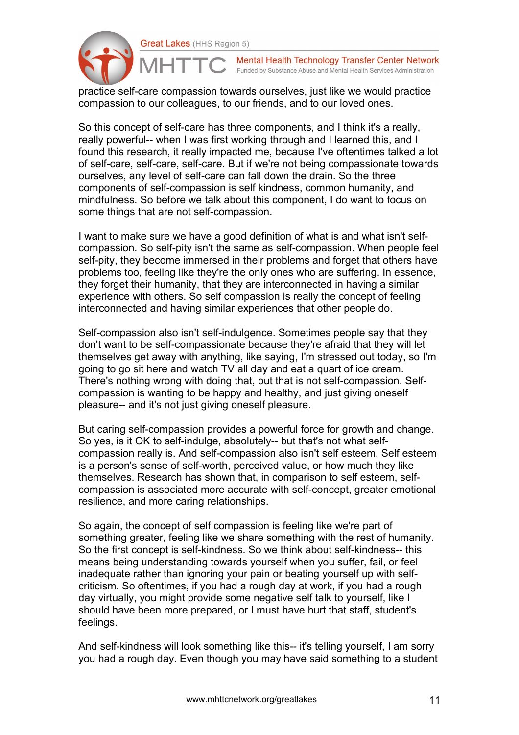practice self-care compassion towards ourselves, just like we would practice compassion to our colleagues, to our friends, and to our loved ones.

So this concept of self-care has three components, and I think it's a really, really powerful-- when I was first working through and I learned this, and I found this research, it really impacted me, because I've oftentimes talked a lot of self-care, self-care, self-care. But if we're not being compassionate towards ourselves, any level of self-care can fall down the drain. So the three components of self-compassion is self kindness, common humanity, and mindfulness. So before we talk about this component, I do want to focus on some things that are not self-compassion.

I want to make sure we have a good definition of what is and what isn't self-compassion. So self-pity isn't the same as self-compassion. When people feel self-pity, they become immersed in their problems and forget that others have problems too, feeling like they're the only ones who are suffering. In essence, they forget their humanity, that they are interconnected in having a similar experience with others. So self compassion is really the concept of feeling interconnected and having similar experiences that other people do.

Self-compassion also isn't self-indulgence. Sometimes people say that they don't want to be self-compassionate because they're afraid that they will let themselves get away with anything, like saying, I'm stressed out today, so I'm going to go sit here and watch TV all day and eat a quart of ice cream. There's nothing wrong with doing that, but that is not self-compassion. Self-compassion is wanting to be happy and healthy, and just giving oneself pleasure-- and it's not just giving oneself pleasure.

But caring self-compassion provides a powerful force for growth and change. So yes, is it OK to self-indulge, absolutely-- but that's not what self-compassion really is. And self-compassion also isn't self esteem. Self esteem is a person's sense of self-worth, perceived value, or how much they like themselves. Research has shown that, in comparison to self esteem, self-compassion is associated more accurate with self-concept, greater emotional resilience, and more caring relationships.

So again, the concept of self compassion is feeling like we're part of something greater, feeling like we share something with the rest of humanity. So the first concept is self-kindness. So we think about self-kindness-- this means being understanding towards yourself when you suffer, fail, or feel inadequate rather than ignoring your pain or beating yourself up with self-criticism. So oftentimes, if you had a rough day at work, if you had a rough day virtually, you might provide some negative self talk to yourself, like I should have been more prepared, or I must have hurt that staff, student's feelings.

And self-kindness will look something like this-- it's telling yourself, I am sorry you had a rough day. Even though you may have said something to a student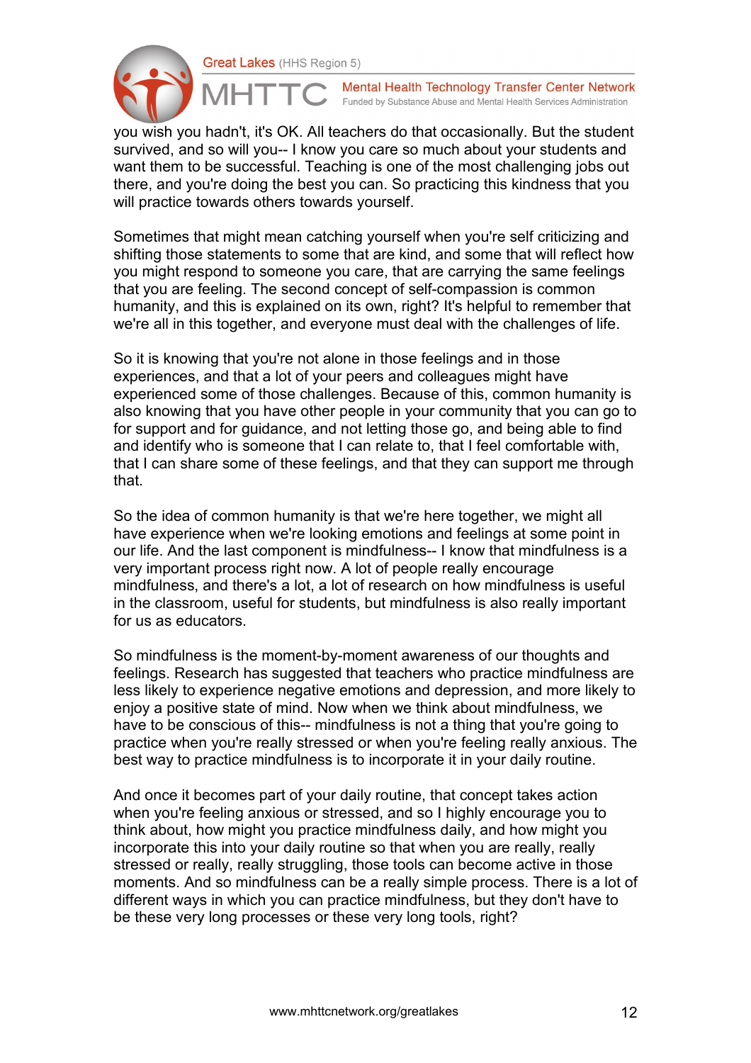you wish you hadn't, it's OK. All teachers do that occasionally. But the student survived, and so will you-- I know you care so much about your students and want them to be successful. Teaching is one of the most challenging jobs out there, and you're doing the best you can. So practicing this kindness that you will practice towards others towards yourself.

Sometimes that might mean catching yourself when you're self criticizing and shifting those statements to some that are kind, and some that will reflect how you might respond to someone you care, that are carrying the same feelings that you are feeling. The second concept of self-compassion is common humanity, and this is explained on its own, right? It's helpful to remember that we're all in this together, and everyone must deal with the challenges of life.

So it is knowing that you're not alone in those feelings and in those experiences, and that a lot of your peers and colleagues might have experienced some of those challenges. Because of this, common humanity is also knowing that you have other people in your community that you can go to for support and for guidance, and not letting those go, and being able to find and identify who is someone that I can relate to, that I feel comfortable with, that I can share some of these feelings, and that they can support me through that.

So the idea of common humanity is that we're here together, we might all have experience when we're looking emotions and feelings at some point in our life. And the last component is mindfulness-- I know that mindfulness is a very important process right now. A lot of people really encourage mindfulness, and there's a lot, a lot of research on how mindfulness is useful in the classroom, useful for students, but mindfulness is also really important for us as educators.

So mindfulness is the moment-by-moment awareness of our thoughts and feelings. Research has suggested that teachers who practice mindfulness are less likely to experience negative emotions and depression, and more likely to enjoy a positive state of mind. Now when we think about mindfulness, we have to be conscious of this-- mindfulness is not a thing that you're going to practice when you're really stressed or when you're feeling really anxious. The best way to practice mindfulness is to incorporate it in your daily routine.

And once it becomes part of your daily routine, that concept takes action when you're feeling anxious or stressed, and so I highly encourage you to think about, how might you practice mindfulness daily, and how might you incorporate this into your daily routine so that when you are really, really stressed or really, really struggling, those tools can become active in those moments. And so mindfulness can be a really simple process. There is a lot of different ways in which you can practice mindfulness, but they don't have to be these very long processes or these very long tools, right?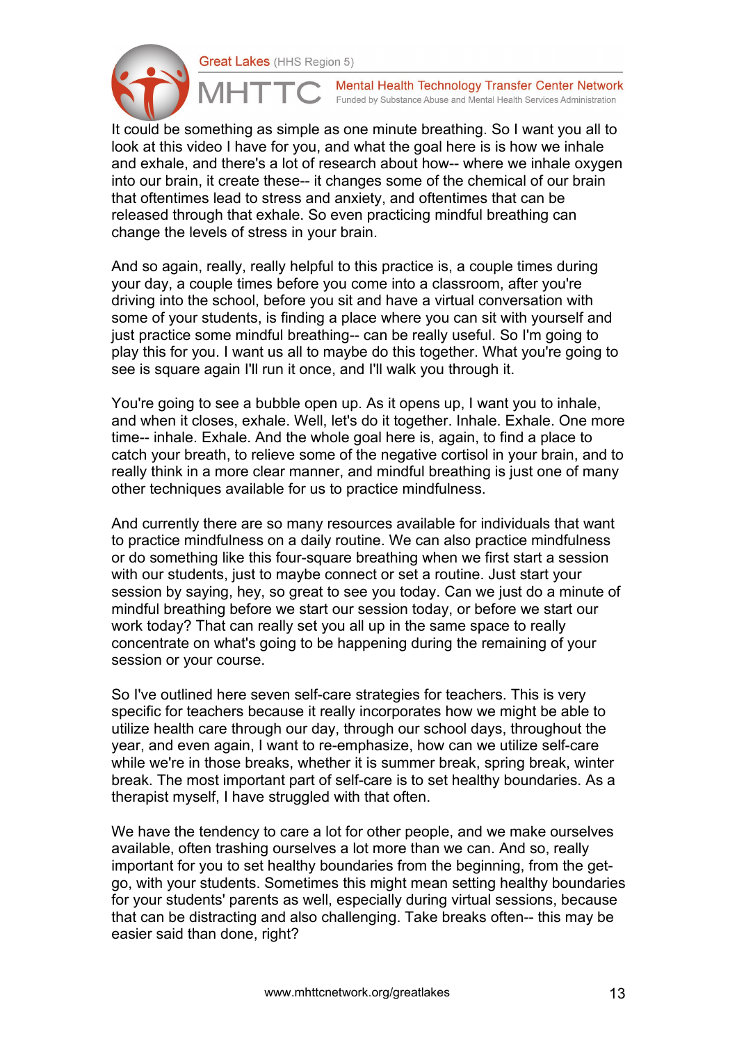It could be something as simple as one minute breathing. So I want you all to look at this video I have for you, and what the goal here is is how we inhale and exhale, and there's a lot of research about how-- where we inhale oxygen into our brain, it create these-- it changes some of the chemical of our brain that oftentimes lead to stress and anxiety, and oftentimes that can be released through that exhale. So even practicing mindful breathing can change the levels of stress in your brain.

And so again, really, really helpful to this practice is, a couple times during your day, a couple times before you come into a classroom, after you're driving into the school, before you sit and have a virtual conversation with some of your students, is finding a place where you can sit with yourself and just practice some mindful breathing-- can be really useful. So I'm going to play this for you. I want us all to maybe do this together. What you're going to see is square again I'll run it once, and I'll walk you through it.

You're going to see a bubble open up. As it opens up, I want you to inhale, and when it closes, exhale. Well, let's do it together. Inhale. Exhale. One more time-- inhale. Exhale. And the whole goal here is, again, to find a place to catch your breath, to relieve some of the negative cortisol in your brain, and to really think in a more clear manner, and mindful breathing is just one of many other techniques available for us to practice mindfulness.

And currently there are so many resources available for individuals that want to practice mindfulness on a daily routine. We can also practice mindfulness or do something like this four-square breathing when we first start a session with our students, just to maybe connect or set a routine. Just start your session by saying, hey, so great to see you today. Can we just do a minute of mindful breathing before we start our session today, or before we start our work today? That can really set you all up in the same space to really concentrate on what's going to be happening during the remaining of your session or your course.

So I've outlined here seven self-care strategies for teachers. This is very specific for teachers because it really incorporates how we might be able to utilize health care through our day, through our school days, throughout the year, and even again, I want to re-emphasize, how can we utilize self-care while we're in those breaks, whether it is summer break, spring break, winter break. The most important part of self-care is to set healthy boundaries. As a therapist myself, I have struggled with that often.

We have the tendency to care a lot for other people, and we make ourselves available, often trashing ourselves a lot more than we can. And so, really important for you to set healthy boundaries from the beginning, from the get-go, with your students. Sometimes this might mean setting healthy boundaries for your students' parents as well, especially during virtual sessions, because that can be distracting and also challenging. Take breaks often-- this may be easier said than done, right?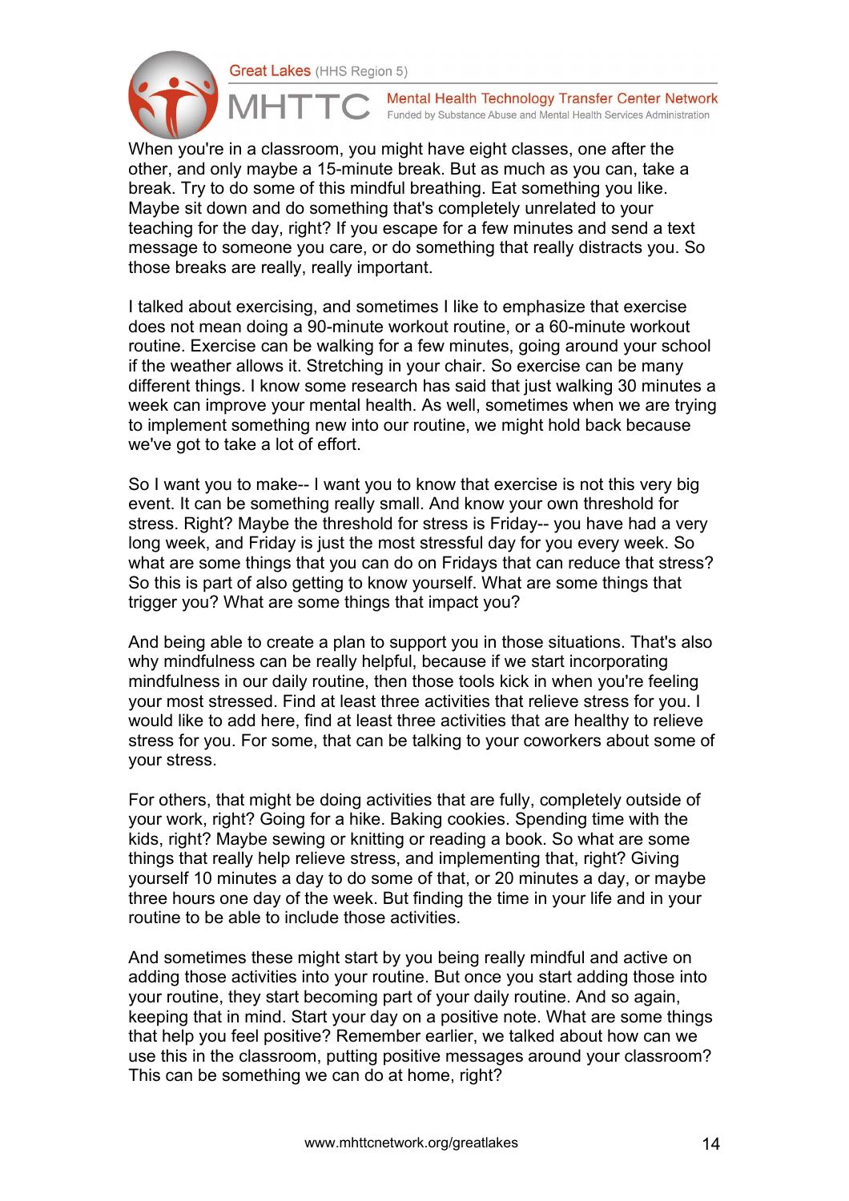When you're in a classroom, you might have eight classes, one after the other, and only maybe a 15-minute break. But as much as you can, take a break. Try to do some of this mindful breathing. Eat something you like. Maybe sit down and do something that's completely unrelated to your teaching for the day, right? If you escape for a few minutes and send a text message to someone you care, or do something that really distracts you. So those breaks are really, really important.

I talked about exercising, and sometimes I like to emphasize that exercise does not mean doing a 90-minute workout routine, or a 60-minute workout routine. Exercise can be walking for a few minutes, going around your school if the weather allows it. Stretching in your chair. So exercise can be many different things. I know some research has said that just walking 30 minutes a week can improve your mental health. As well, sometimes when we are trying to implement something new into our routine, we might hold back because we've got to take a lot of effort.

So I want you to make-- I want you to know that exercise is not this very big event. It can be something really small. And know your own threshold for stress. Right? Maybe the threshold for stress is Friday-- you have had a very long week, and Friday is just the most stressful day for you every week. So what are some things that you can do on Fridays that can reduce that stress? So this is part of also getting to know yourself. What are some things that trigger you? What are some things that impact you?

And being able to create a plan to support you in those situations. That's also why mindfulness can be really helpful, because if we start incorporating mindfulness in our daily routine, then those tools kick in when you're feeling your most stressed. Find at least three activities that relieve stress for you. I would like to add here, find at least three activities that are healthy to relieve stress for you. For some, that can be talking to your coworkers about some of your stress.

For others, that might be doing activities that are fully, completely outside of your work, right? Going for a hike. Baking cookies. Spending time with the kids, right? Maybe sewing or knitting or reading a book. So what are some things that really help relieve stress, and implementing that, right? Giving yourself 10 minutes a day to do some of that, or 20 minutes a day, or maybe three hours one day of the week. But finding the time in your life and in your routine to be able to include those activities.

And sometimes these might start by you being really mindful and active on adding those activities into your routine. But once you start adding those into your routine, they start becoming part of your daily routine. And so again, keeping that in mind. Start your day on a positive note. What are some things that help you feel positive? Remember earlier, we talked about how can we use this in the classroom, putting positive messages around your classroom? This can be something we can do at home, right?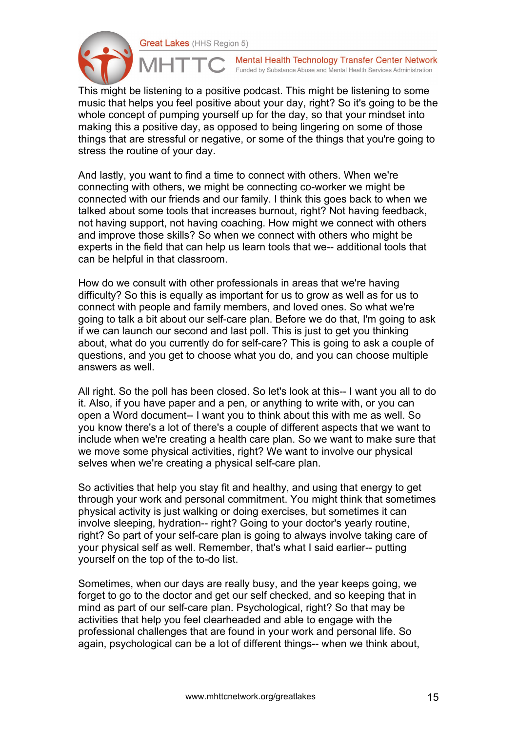This might be listening to a positive podcast. This might be listening to some music that helps you feel positive about your day, right? So it's going to be the whole concept of pumping yourself up for the day, so that your mindset into making this a positive day, as opposed to being lingering on some of those things that are stressful or negative, or some of the things that you're going to stress the routine of your day.

And lastly, you want to find a time to connect with others. When we're connecting with others, we might be connecting co-worker we might be connected with our friends and our family. I think this goes back to when we talked about some tools that increases burnout, right? Not having feedback, not having support, not having coaching. How might we connect with others and improve those skills? So when we connect with others who might be experts in the field that can help us learn tools that we-- additional tools that can be helpful in that classroom.

How do we consult with other professionals in areas that we're having difficulty? So this is equally as important for us to grow as well as for us to connect with people and family members, and loved ones. So what we're going to talk a bit about our self-care plan. Before we do that, I'm going to ask if we can launch our second and last poll. This is just to get you thinking about, what do you currently do for self-care? This is going to ask a couple of questions, and you get to choose what you do, and you can choose multiple answers as well.

All right. So the poll has been closed. So let's look at this-- I want you all to do it. Also, if you have paper and a pen, or anything to write with, or you can open a Word document-- I want you to think about this with me as well. So you know there's a lot of there's a couple of different aspects that we want to include when we're creating a health care plan. So we want to make sure that we move some physical activities, right? We want to involve our physical selves when we're creating a physical self-care plan.

So activities that help you stay fit and healthy, and using that energy to get through your work and personal commitment. You might think that sometimes physical activity is just walking or doing exercises, but sometimes it can involve sleeping, hydration-- right? Going to your doctor's yearly routine, right? So part of your self-care plan is going to always involve taking care of your physical self as well. Remember, that's what I said earlier-- putting yourself on the top of the to-do list.

Sometimes, when our days are really busy, and the year keeps going, we forget to go to the doctor and get our self checked, and so keeping that in mind as part of our self-care plan. Psychological, right? So that may be activities that help you feel clearheaded and able to engage with the professional challenges that are found in your work and personal life. So again, psychological can be a lot of different things-- when we think about,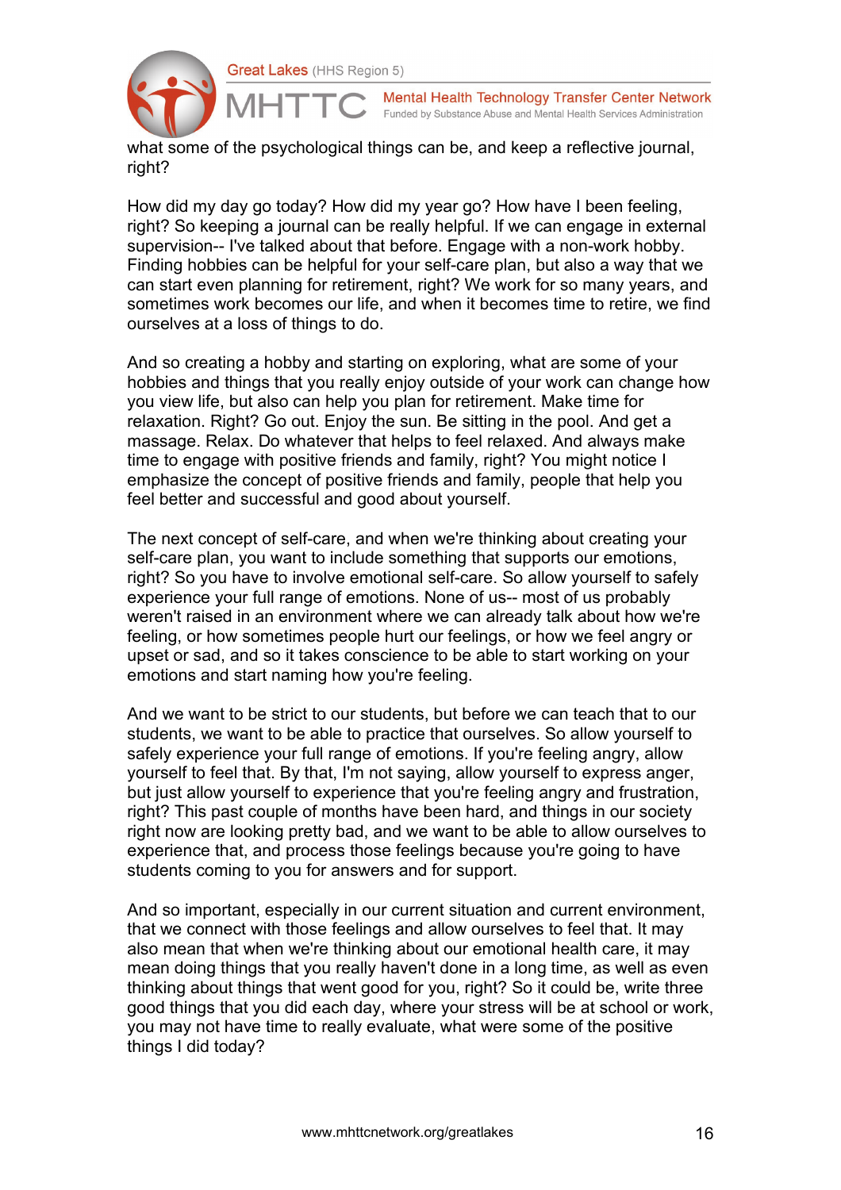what some of the psychological things can be, and keep a reflective journal, right?

How did my day go today? How did my year go? How have I been feeling, right? So keeping a journal can be really helpful. If we can engage in external supervision-- I've talked about that before. Engage with a non-work hobby. Finding hobbies can be helpful for your self-care plan, but also a way that we can start even planning for retirement, right? We work for so many years, and sometimes work becomes our life, and when it becomes time to retire, we find ourselves at a loss of things to do.

And so creating a hobby and starting on exploring, what are some of your hobbies and things that you really enjoy outside of your work can change how you view life, but also can help you plan for retirement. Make time for relaxation. Right? Go out. Enjoy the sun. Be sitting in the pool. And get a massage. Relax. Do whatever that helps to feel relaxed. And always make time to engage with positive friends and family, right? You might notice I emphasize the concept of positive friends and family, people that help you feel better and successful and good about yourself.

The next concept of self-care, and when we're thinking about creating your self-care plan, you want to include something that supports our emotions, right? So you have to involve emotional self-care. So allow yourself to safely experience your full range of emotions. None of us-- most of us probably weren't raised in an environment where we can already talk about how we're feeling, or how sometimes people hurt our feelings, or how we feel angry or upset or sad, and so it takes conscience to be able to start working on your emotions and start naming how you're feeling.

And we want to be strict to our students, but before we can teach that to our students, we want to be able to practice that ourselves. So allow yourself to safely experience your full range of emotions. If you're feeling angry, allow yourself to feel that. By that, I'm not saying, allow yourself to express anger, but just allow yourself to experience that you're feeling angry and frustration, right? This past couple of months have been hard, and things in our society right now are looking pretty bad, and we want to be able to allow ourselves to experience that, and process those feelings because you're going to have students coming to you for answers and for support.

And so important, especially in our current situation and current environment, that we connect with those feelings and allow ourselves to feel that. It may also mean that when we're thinking about our emotional health care, it may mean doing things that you really haven't done in a long time, as well as even thinking about things that went good for you, right? So it could be, write three good things that you did each day, where your stress will be at school or work, you may not have time to really evaluate, what were some of the positive things I did today?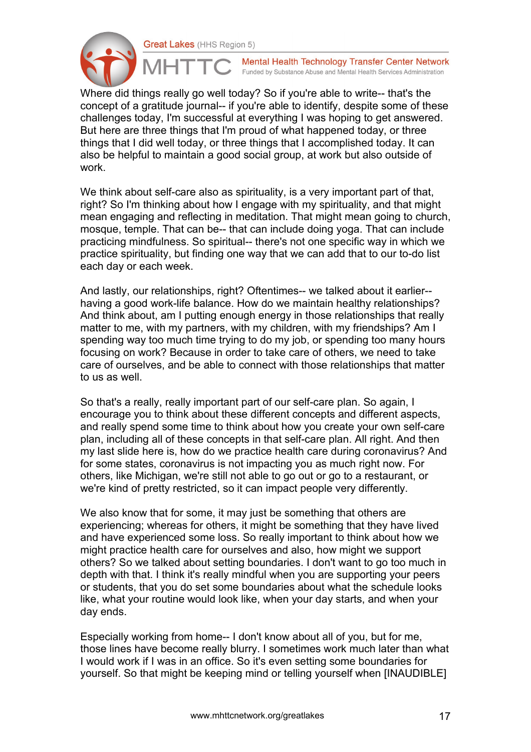Where did things really go well today? So if you're able to write-- that's the concept of a gratitude journal-- if you're able to identify, despite some of these challenges today, I'm successful at everything I was hoping to get answered. But here are three things that I'm proud of what happened today, or three things that I did well today, or three things that I accomplished today. It can also be helpful to maintain a good social group, at work but also outside of work.

We think about self-care also as spirituality, is a very important part of that, right? So I'm thinking about how I engage with my spirituality, and that might mean engaging and reflecting in meditation. That might mean going to church, mosque, temple. That can be-- that can include doing yoga. That can include practicing mindfulness. So spiritual-- there's not one specific way in which we practice spirituality, but finding one way that we can add that to our to-do list each day or each week.

And lastly, our relationships, right? Oftentimes-- we talked about it earlier-- having a good work-life balance. How do we maintain healthy relationships? And think about, am I putting enough energy in those relationships that really matter to me, with my partners, with my children, with my friendships? Am I spending way too much time trying to do my job, or spending too many hours focusing on work? Because in order to take care of others, we need to take care of ourselves, and be able to connect with those relationships that matter to us as well.

So that's a really, really important part of our self-care plan. So again, I encourage you to think about these different concepts and different aspects, and really spend some time to think about how you create your own self-care plan, including all of these concepts in that self-care plan. All right. And then my last slide here is, how do we practice health care during coronavirus? And for some states, coronavirus is not impacting you as much right now. For others, like Michigan, we're still not able to go out or go to a restaurant, or we're kind of pretty restricted, so it can impact people very differently.

We also know that for some, it may just be something that others are experiencing; whereas for others, it might be something that they have lived and have experienced some loss. So really important to think about how we might practice health care for ourselves and also, how might we support others? So we talked about setting boundaries. I don't want to go too much in depth with that. I think it's really mindful when you are supporting your peers or students, that you do set some boundaries about what the schedule looks like, what your routine would look like, when your day starts, and when your day ends.

Especially working from home-- I don't know about all of you, but for me, those lines have become really blurry. I sometimes work much later than what I would work if I was in an office. So it's even setting some boundaries for yourself. So that might be keeping mind or telling yourself when [INAUDIBLE]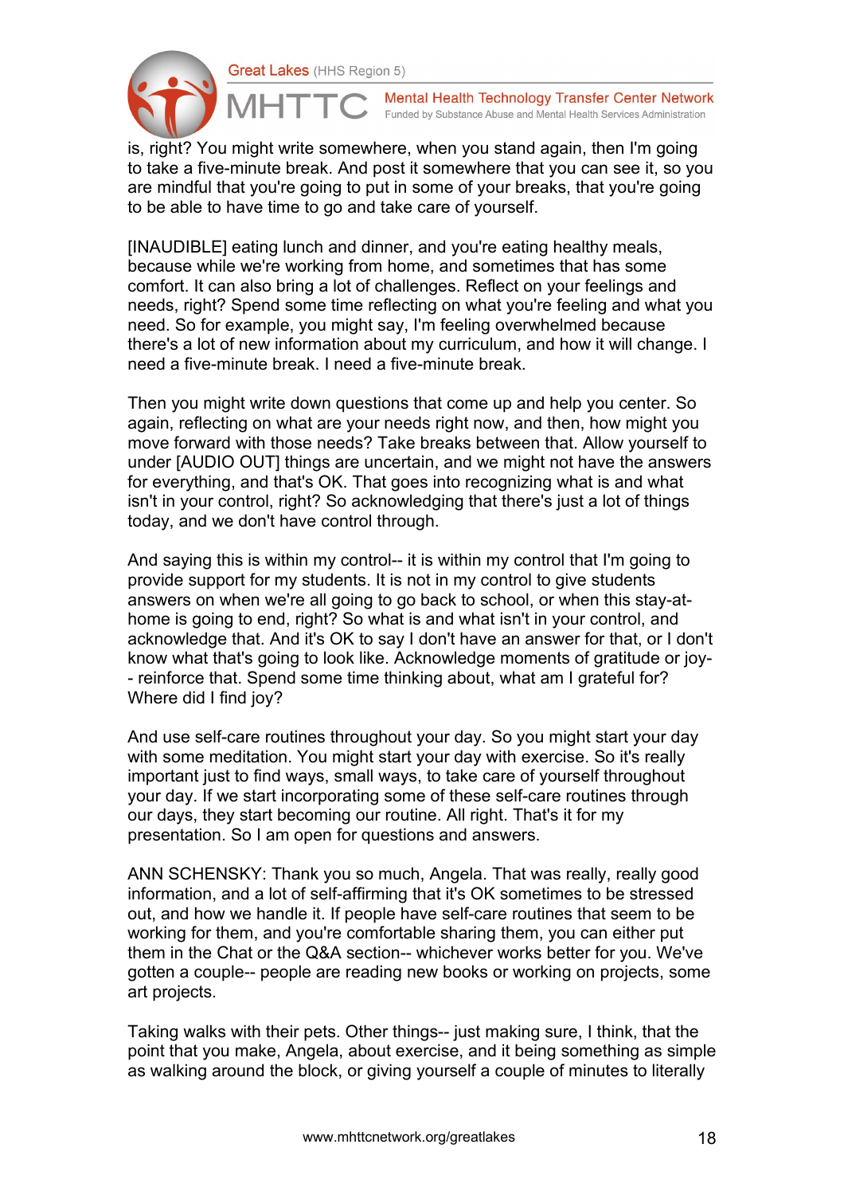is, right? You might write somewhere, when you stand again, then I'm going to take a five-minute break. And post it somewhere that you can see it, so you are mindful that you're going to put in some of your breaks, that you're going to be able to have time to go and take care of yourself.

[INAUDIBLE] eating lunch and dinner, and you're eating healthy meals, because while we're working from home, and sometimes that has some comfort. It can also bring a lot of challenges. Reflect on your feelings and needs, right? Spend some time reflecting on what you're feeling and what you need. So for example, you might say, I'm feeling overwhelmed because there's a lot of new information about my curriculum, and how it will change. I need a five-minute break. I need a five-minute break.

Then you might write down questions that come up and help you center. So again, reflecting on what are your needs right now, and then, how might you move forward with those needs? Take breaks between that. Allow yourself to under [AUDIO OUT] things are uncertain, and we might not have the answers for everything, and that's OK. That goes into recognizing what is and what isn't in your control, right? So acknowledging that there's just a lot of things today, and we don't have control through.

And saying this is within my control-- it is within my control that I'm going to provide support for my students. It is not in my control to give students answers on when we're all going to go back to school, or when this stay-at-home is going to end, right? So what is and what isn't in your control, and acknowledge that. And it's OK to say I don't have an answer for that, or I don't know what that's going to look like. Acknowledge moments of gratitude or joy-- reinforce that. Spend some time thinking about, what am I grateful for? Where did I find joy?

And use self-care routines throughout your day. So you might start your day with some meditation. You might start your day with exercise. So it's really important just to find ways, small ways, to take care of yourself throughout your day. If we start incorporating some of these self-care routines through our days, they start becoming our routine. All right. That's it for my presentation. So I am open for questions and answers.

ANN SCHENSKY: Thank you so much, Angela. That was really, really good information, and a lot of self-affirming that it's OK sometimes to be stressed out, and how we handle it. If people have self-care routines that seem to be working for them, and you're comfortable sharing them, you can either put them in the Chat or the Q&A section-- whichever works better for you. We've gotten a couple-- people are reading new books or working on projects, some art projects.

Taking walks with their pets. Other things-- just making sure, I think, that the point that you make, Angela, about exercise, and it being something as simple as walking around the block, or giving yourself a couple of minutes to literally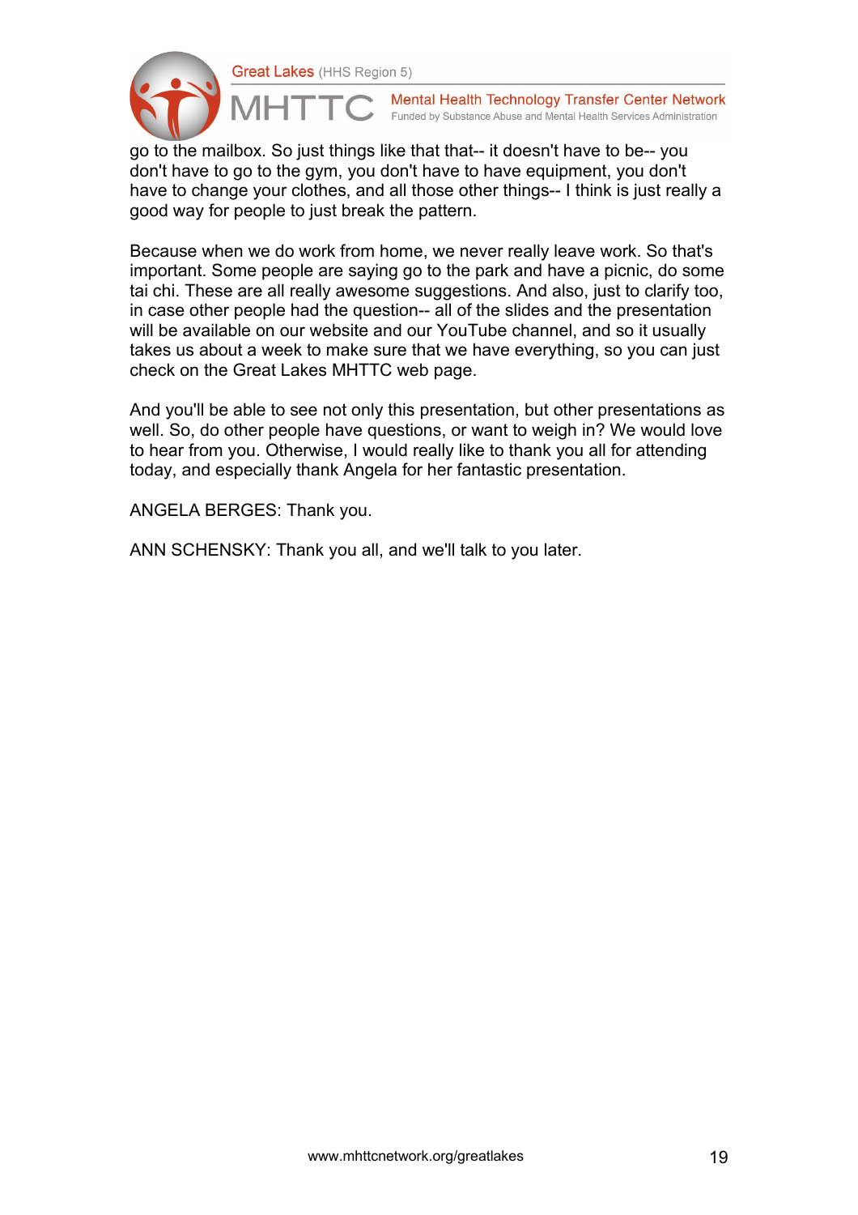go to the mailbox. So just things like that that-- it doesn't have to be-- you don't have to go to the gym, you don't have to have equipment, you don't have to change your clothes, and all those other things-- I think is just really a good way for people to just break the pattern.

Because when we do work from home, we never really leave work. So that's important. Some people are saying go to the park and have a picnic, do some tai chi. These are all really awesome suggestions. And also, just to clarify too, in case other people had the question-- all of the slides and the presentation will be available on our website and our YouTube channel, and so it usually takes us about a week to make sure that we have everything, so you can just check on the Great Lakes MHTTC web page.

And you'll be able to see not only this presentation, but other presentations as well. So, do other people have questions, or want to weigh in? We would love to hear from you. Otherwise, I would really like to thank you all for attending today, and especially thank Angela for her fantastic presentation.

ANGELA BERGES: Thank you.

ANN SCHENSKY: Thank you all, and we'll talk to you later.